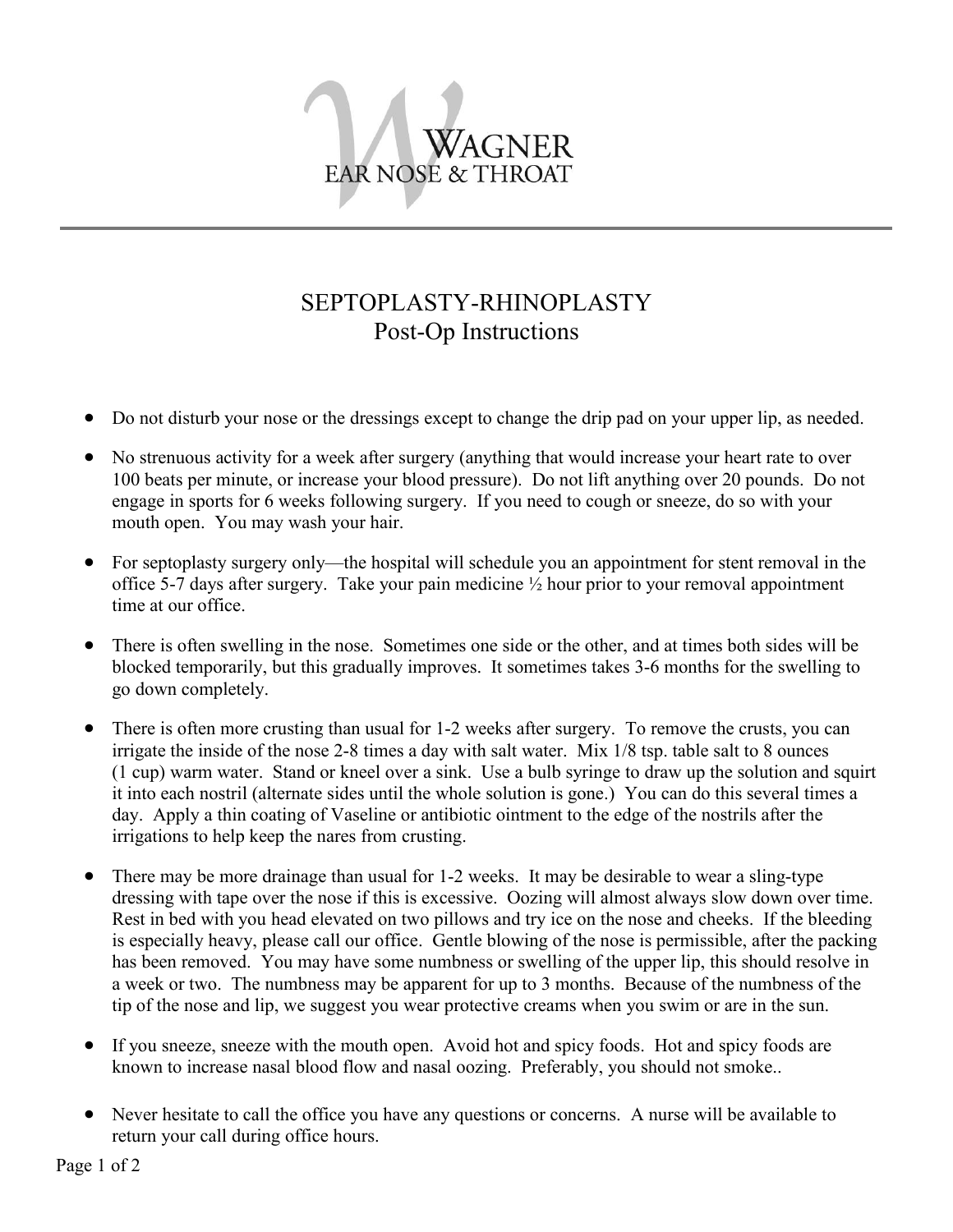WAGNER
EAR NOSE & THROAT

# SEPTOPLASTY-RHINOPLASTY
## Post-Op Instructions

- Do not disturb your nose or the dressings except to change the drip pad on your upper lip, as needed.
- No strenuous activity for a week after surgery (anything that would increase your heart rate to over 100 beats per minute, or increase your blood pressure). Do not lift anything over 20 pounds. Do not engage in sports for 6 weeks following surgery. If you need to cough or sneeze, do so with your mouth open. You may wash your hair.
- For septoplasty surgery only—the hospital will schedule you an appointment for stent removal in the office 5-7 days after surgery. Take your pain medicine ½ hour prior to your removal appointment time at our office.
- There is often swelling in the nose. Sometimes one side or the other, and at times both sides will be blocked temporarily, but this gradually improves. It sometimes takes 3-6 months for the swelling to go down completely.
- There is often more crusting than usual for 1-2 weeks after surgery. To remove the crusts, you can irrigate the inside of the nose 2-8 times a day with salt water. Mix 1/8 tsp. table salt to 8 ounces (1 cup) warm water. Stand or kneel over a sink. Use a bulb syringe to draw up the solution and squirt it into each nostril (alternate sides until the whole solution is gone.) You can do this several times a day. Apply a thin coating of Vaseline or antibiotic ointment to the edge of the nostrils after the irrigations to help keep the nares from crusting.
- There may be more drainage than usual for 1-2 weeks. It may be desirable to wear a sling-type dressing with tape over the nose if this is excessive. Oozing will almost always slow down over time. Rest in bed with you head elevated on two pillows and try ice on the nose and cheeks. If the bleeding is especially heavy, please call our office. Gentle blowing of the nose is permissible, after the packing has been removed. You may have some numbness or swelling of the upper lip, this should resolve in a week or two. The numbness may be apparent for up to 3 months. Because of the numbness of the tip of the nose and lip, we suggest you wear protective creams when you swim or are in the sun.
- If you sneeze, sneeze with the mouth open. Avoid hot and spicy foods. Hot and spicy foods are known to increase nasal blood flow and nasal oozing. Preferably, you should not smoke..
- Never hesitate to call the office you have any questions or concerns. A nurse will be available to return your call during office hours.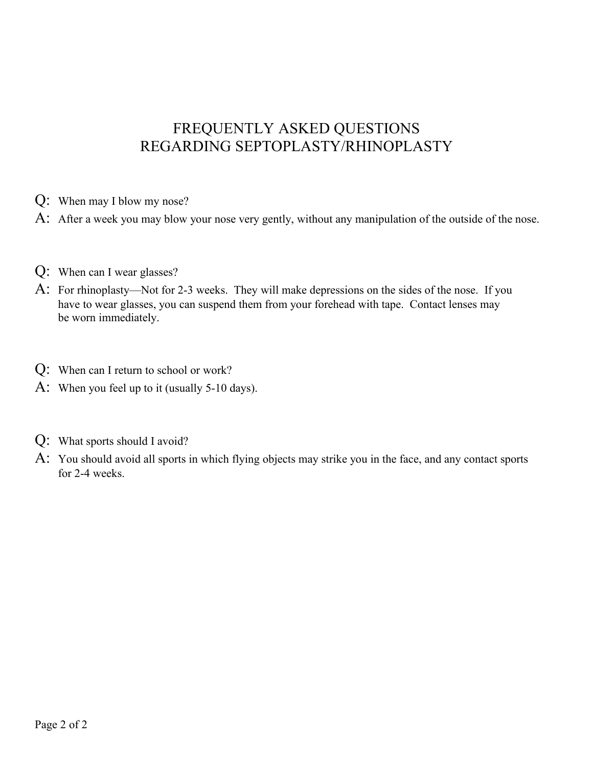# FREQUENTLY ASKED QUESTIONS REGARDING SEPTOPLASTY/RHINOPLASTY

Q: When may I blow my nose?

A: After a week you may blow your nose very gently, without any manipulation of the outside of the nose.

Q: When can I wear glasses?

A: For rhinoplasty—Not for 2-3 weeks. They will make depressions on the sides of the nose. If you have to wear glasses, you can suspend them from your forehead with tape. Contact lenses may be worn immediately.

Q: When can I return to school or work?

A: When you feel up to it (usually 5-10 days).

Q: What sports should I avoid?

A: You should avoid all sports in which flying objects may strike you in the face, and any contact sports for 2-4 weeks.